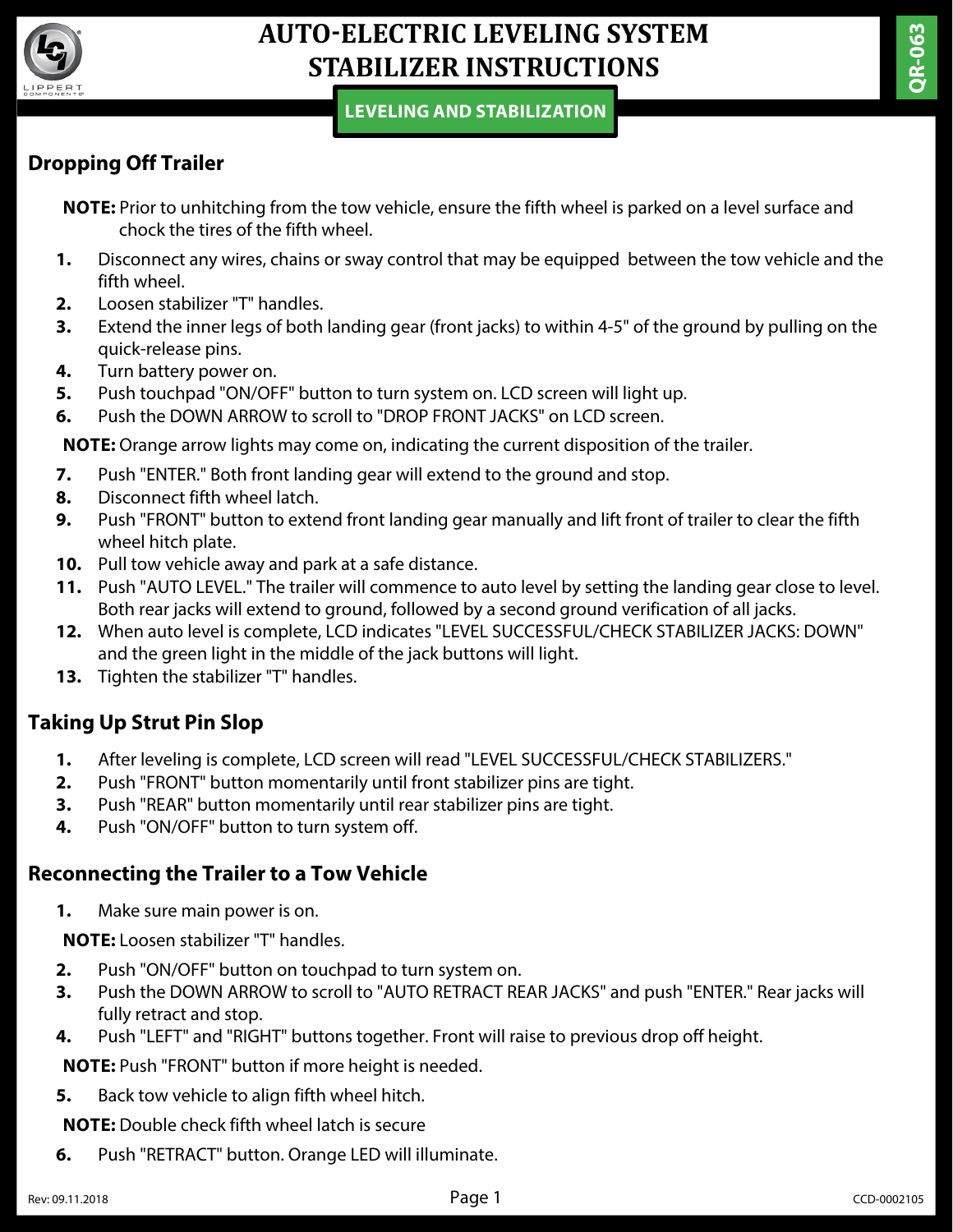# AUTO-ELECTRIC LEVELING SYSTEM STABILIZER INSTRUCTIONS

**LEVELING AND STABILIZATION**

## Dropping Off Trailer

**NOTE:** Prior to unhitching from the tow vehicle, ensure the fifth wheel is parked on a level surface and chock the tires of the fifth wheel.

1. Disconnect any wires, chains or sway control that may be equipped between the tow vehicle and the fifth wheel.
2. Loosen stabilizer "T" handles.
3. Extend the inner legs of both landing gear (front jacks) to within 4-5" of the ground by pulling on the quick-release pins.
4. Turn battery power on.
5. Push touchpad "ON/OFF" button to turn system on. LCD screen will light up.
6. Push the DOWN ARROW to scroll to "DROP FRONT JACKS" on LCD screen.

**NOTE:** Orange arrow lights may come on, indicating the current disposition of the trailer.

7. Push "ENTER." Both front landing gear will extend to the ground and stop.
8. Disconnect fifth wheel latch.
9. Push "FRONT" button to extend front landing gear manually and lift front of trailer to clear the fifth wheel hitch plate.
10. Pull tow vehicle away and park at a safe distance.
11. Push "AUTO LEVEL." The trailer will commence to auto level by setting the landing gear close to level. Both rear jacks will extend to ground, followed by a second ground verification of all jacks.
12. When auto level is complete, LCD indicates "LEVEL SUCCESSFUL/CHECK STABILIZER JACKS: DOWN" and the green light in the middle of the jack buttons will light.
13. Tighten the stabilizer "T" handles.

## Taking Up Strut Pin Slop

1. After leveling is complete, LCD screen will read "LEVEL SUCCESSFUL/CHECK STABILIZERS."
2. Push "FRONT" button momentarily until front stabilizer pins are tight.
3. Push "REAR" button momentarily until rear stabilizer pins are tight.
4. Push "ON/OFF" button to turn system off.

## Reconnecting the Trailer to a Tow Vehicle

1. Make sure main power is on.

**NOTE:** Loosen stabilizer "T" handles.

2. Push "ON/OFF" button on touchpad to turn system on.
3. Push the DOWN ARROW to scroll to "AUTO RETRACT REAR JACKS" and push "ENTER." Rear jacks will fully retract and stop.
4. Push "LEFT" and "RIGHT" buttons together. Front will raise to previous drop off height.

**NOTE:** Push "FRONT" button if more height is needed.

5. Back tow vehicle to align fifth wheel hitch.

**NOTE:** Double check fifth wheel latch is secure

6. Push "RETRACT" button. Orange LED will illuminate.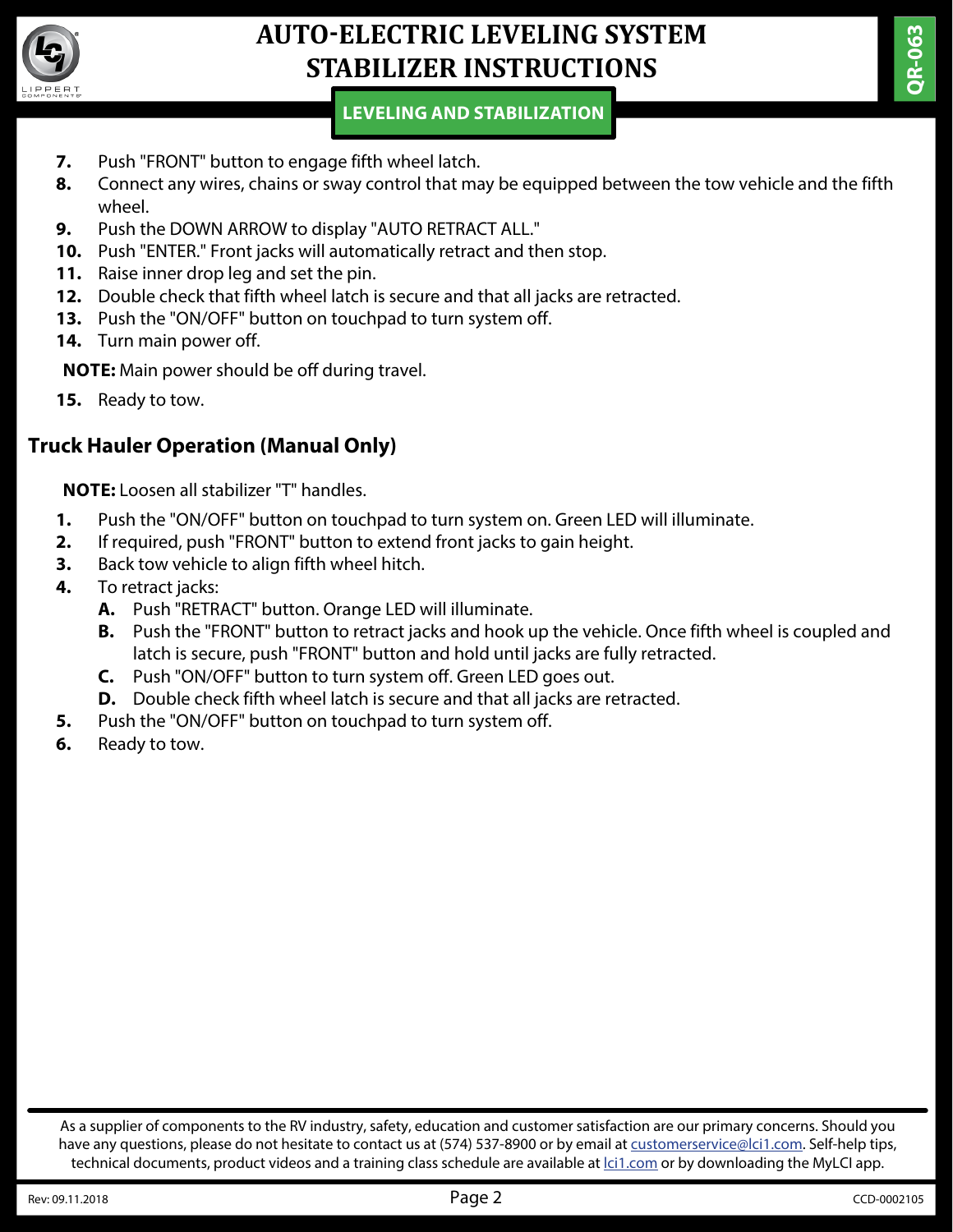7. Push "FRONT" button to engage fifth wheel latch.
8. Connect any wires, chains or sway control that may be equipped between the tow vehicle and the fifth wheel.
9. Push the DOWN ARROW to display "AUTO RETRACT ALL."
10. Push "ENTER." Front jacks will automatically retract and then stop.
11. Raise inner drop leg and set the pin.
12. Double check that fifth wheel latch is secure and that all jacks are retracted.
13. Push the "ON/OFF" button on touchpad to turn system off.
14. Turn main power off.

**NOTE:** Main power should be off during travel.

15. Ready to tow.

## Truck Hauler Operation (Manual Only)

**NOTE:** Loosen all stabilizer "T" handles.

1. Push the "ON/OFF" button on touchpad to turn system on. Green LED will illuminate.
2. If required, push "FRONT" button to extend front jacks to gain height.
3. Back tow vehicle to align fifth wheel hitch.
4. To retract jacks:
   - **A.** Push "RETRACT" button. Orange LED will illuminate.
   - **B.** Push the "FRONT" button to retract jacks and hook up the vehicle. Once fifth wheel is coupled and latch is secure, push "FRONT" button and hold until jacks are fully retracted.
   - **C.** Push "ON/OFF" button to turn system off. Green LED goes out.
   - **D.** Double check fifth wheel latch is secure and that all jacks are retracted.
5. Push the "ON/OFF" button on touchpad to turn system off.
6. Ready to tow.

As a supplier of components to the RV industry, safety, education and customer satisfaction are our primary concerns. Should you have any questions, please do not hesitate to contact us at (574) 537-8900 or by email at customerservice@lci1.com. Self-help tips, technical documents, product videos and a training class schedule are available at lci1.com or by downloading the MyLCI app.